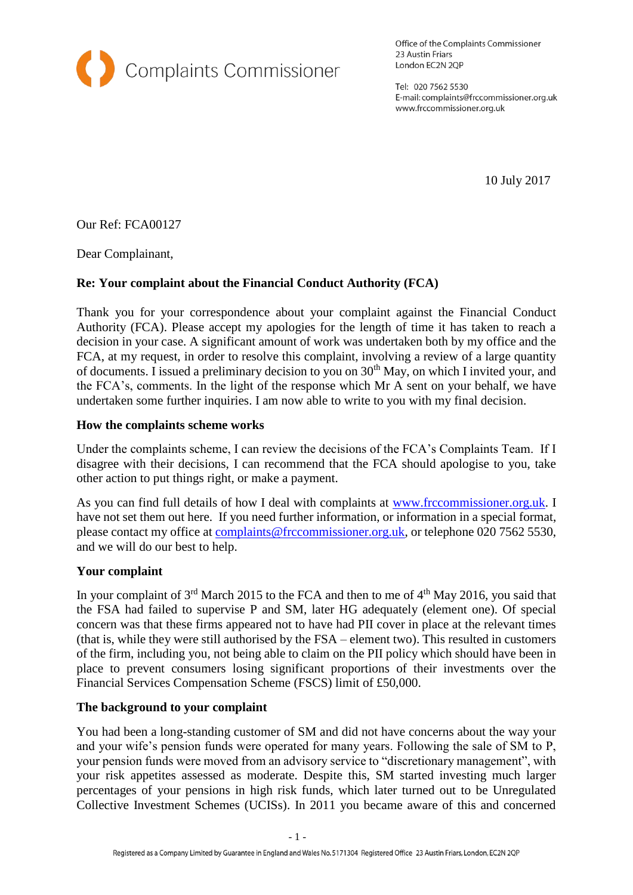Complaints Commissioner

Office of the Complaints Commissioner
23 Austin Friars
London EC2N 2QP

Tel: 020 7562 5530
E-mail: complaints@frccommissioner.org.uk
www.frccommissioner.org.uk

10 July 2017

Our Ref: FCA00127

Dear Complainant,

**Re: Your complaint about the Financial Conduct Authority (FCA)**

Thank you for your correspondence about your complaint against the Financial Conduct Authority (FCA). Please accept my apologies for the length of time it has taken to reach a decision in your case. A significant amount of work was undertaken both by my office and the FCA, at my request, in order to resolve this complaint, involving a review of a large quantity of documents. I issued a preliminary decision to you on 30th May, on which I invited your, and the FCA's, comments. In the light of the response which Mr A sent on your behalf, we have undertaken some further inquiries. I am now able to write to you with my final decision.

**How the complaints scheme works**

Under the complaints scheme, I can review the decisions of the FCA's Complaints Team. If I disagree with their decisions, I can recommend that the FCA should apologise to you, take other action to put things right, or make a payment.

As you can find full details of how I deal with complaints at www.frccommissioner.org.uk. I have not set them out here. If you need further information, or information in a special format, please contact my office at complaints@frccommissioner.org.uk, or telephone 020 7562 5530, and we will do our best to help.

**Your complaint**

In your complaint of 3rd March 2015 to the FCA and then to me of 4th May 2016, you said that the FSA had failed to supervise P and SM, later HG adequately (element one). Of special concern was that these firms appeared not to have had PII cover in place at the relevant times (that is, while they were still authorised by the FSA – element two). This resulted in customers of the firm, including you, not being able to claim on the PII policy which should have been in place to prevent consumers losing significant proportions of their investments over the Financial Services Compensation Scheme (FSCS) limit of £50,000.

**The background to your complaint**

You had been a long-standing customer of SM and did not have concerns about the way your and your wife's pension funds were operated for many years. Following the sale of SM to P, your pension funds were moved from an advisory service to "discretionary management", with your risk appetites assessed as moderate. Despite this, SM started investing much larger percentages of your pensions in high risk funds, which later turned out to be Unregulated Collective Investment Schemes (UCISs). In 2011 you became aware of this and concerned

Registered as a Company Limited by Guarantee in England and Wales No. 5171304 Registered Office 23 Austin Friars, London, EC2N 2QP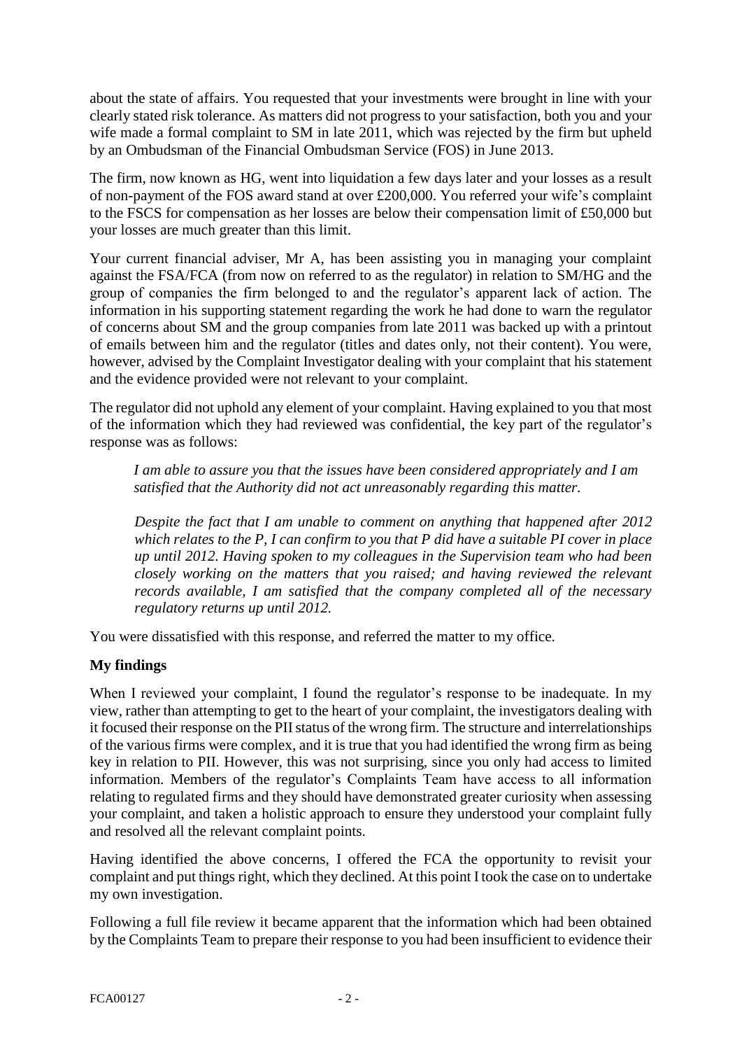about the state of affairs. You requested that your investments were brought in line with your clearly stated risk tolerance. As matters did not progress to your satisfaction, both you and your wife made a formal complaint to SM in late 2011, which was rejected by the firm but upheld by an Ombudsman of the Financial Ombudsman Service (FOS) in June 2013.

The firm, now known as HG, went into liquidation a few days later and your losses as a result of non-payment of the FOS award stand at over £200,000. You referred your wife's complaint to the FSCS for compensation as her losses are below their compensation limit of £50,000 but your losses are much greater than this limit.

Your current financial adviser, Mr A, has been assisting you in managing your complaint against the FSA/FCA (from now on referred to as the regulator) in relation to SM/HG and the group of companies the firm belonged to and the regulator's apparent lack of action. The information in his supporting statement regarding the work he had done to warn the regulator of concerns about SM and the group companies from late 2011 was backed up with a printout of emails between him and the regulator (titles and dates only, not their content). You were, however, advised by the Complaint Investigator dealing with your complaint that his statement and the evidence provided were not relevant to your complaint.

The regulator did not uphold any element of your complaint. Having explained to you that most of the information which they had reviewed was confidential, the key part of the regulator's response was as follows:

> *I am able to assure you that the issues have been considered appropriately and I am satisfied that the Authority did not act unreasonably regarding this matter.*
>
> *Despite the fact that I am unable to comment on anything that happened after 2012 which relates to the P, I can confirm to you that P did have a suitable PI cover in place up until 2012. Having spoken to my colleagues in the Supervision team who had been closely working on the matters that you raised; and having reviewed the relevant records available, I am satisfied that the company completed all of the necessary regulatory returns up until 2012.*

You were dissatisfied with this response, and referred the matter to my office.

**My findings**

When I reviewed your complaint, I found the regulator's response to be inadequate. In my view, rather than attempting to get to the heart of your complaint, the investigators dealing with it focused their response on the PII status of the wrong firm. The structure and interrelationships of the various firms were complex, and it is true that you had identified the wrong firm as being key in relation to PII. However, this was not surprising, since you only had access to limited information. Members of the regulator's Complaints Team have access to all information relating to regulated firms and they should have demonstrated greater curiosity when assessing your complaint, and taken a holistic approach to ensure they understood your complaint fully and resolved all the relevant complaint points.

Having identified the above concerns, I offered the FCA the opportunity to revisit your complaint and put things right, which they declined. At this point I took the case on to undertake my own investigation.

Following a full file review it became apparent that the information which had been obtained by the Complaints Team to prepare their response to you had been insufficient to evidence their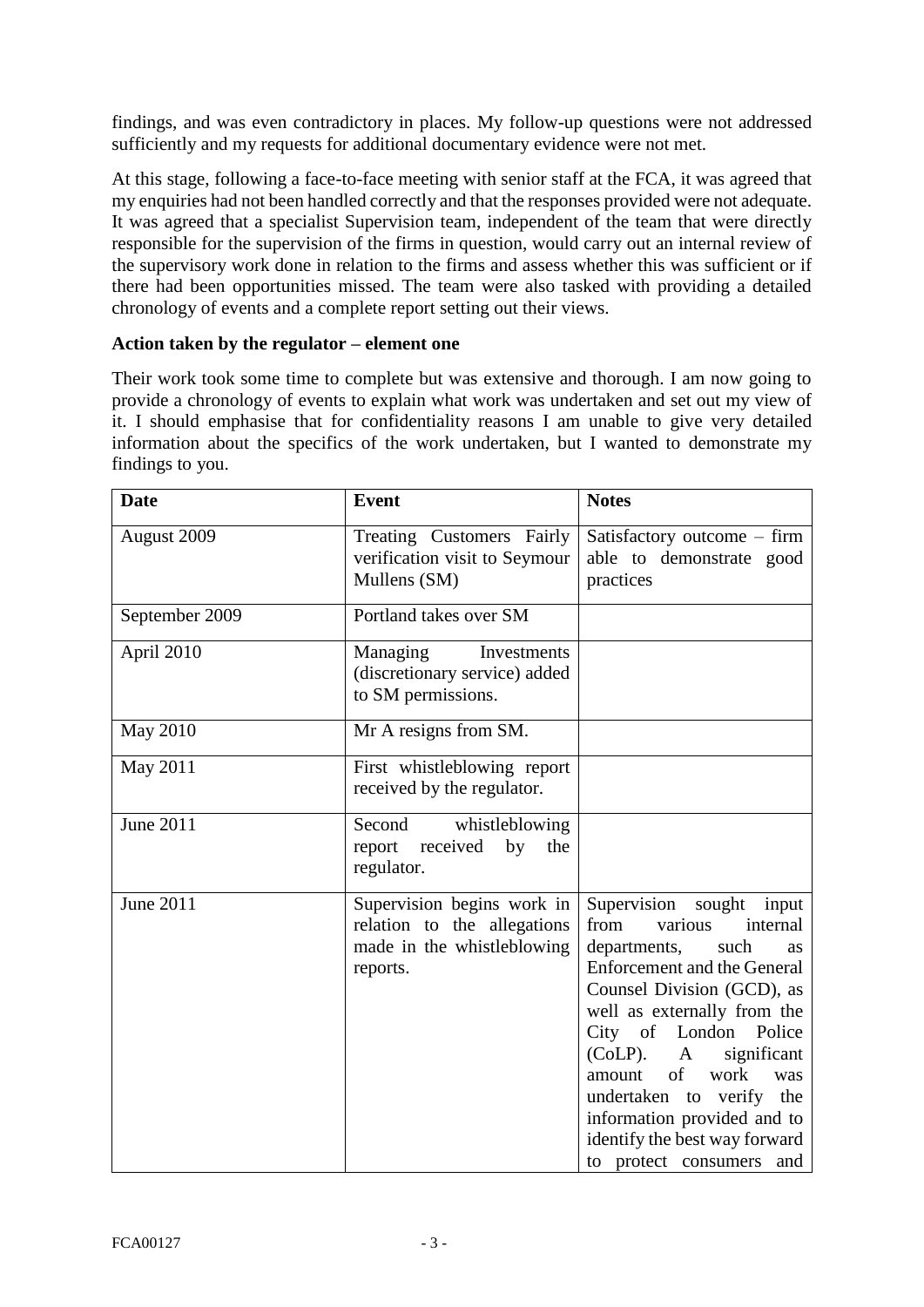findings, and was even contradictory in places. My follow-up questions were not addressed sufficiently and my requests for additional documentary evidence were not met.

At this stage, following a face-to-face meeting with senior staff at the FCA, it was agreed that my enquiries had not been handled correctly and that the responses provided were not adequate. It was agreed that a specialist Supervision team, independent of the team that were directly responsible for the supervision of the firms in question, would carry out an internal review of the supervisory work done in relation to the firms and assess whether this was sufficient or if there had been opportunities missed. The team were also tasked with providing a detailed chronology of events and a complete report setting out their views.

**Action taken by the regulator – element one**

Their work took some time to complete but was extensive and thorough. I am now going to provide a chronology of events to explain what work was undertaken and set out my view of it. I should emphasise that for confidentiality reasons I am unable to give very detailed information about the specifics of the work undertaken, but I wanted to demonstrate my findings to you.

| Date | Event | Notes |
|---|---|---|
| August 2009 | Treating Customers Fairly verification visit to Seymour Mullens (SM) | Satisfactory outcome – firm able to demonstrate good practices |
| September 2009 | Portland takes over SM | |
| April 2010 | Managing Investments (discretionary service) added to SM permissions. | |
| May 2010 | Mr A resigns from SM. | |
| May 2011 | First whistleblowing report received by the regulator. | |
| June 2011 | Second whistleblowing report received by the regulator. | |
| June 2011 | Supervision begins work in relation to the allegations made in the whistleblowing reports. | Supervision sought input from various internal departments, such as Enforcement and the General Counsel Division (GCD), as well as externally from the City of London Police (CoLP). A significant amount of work was undertaken to verify the information provided and to identify the best way forward to protect consumers and |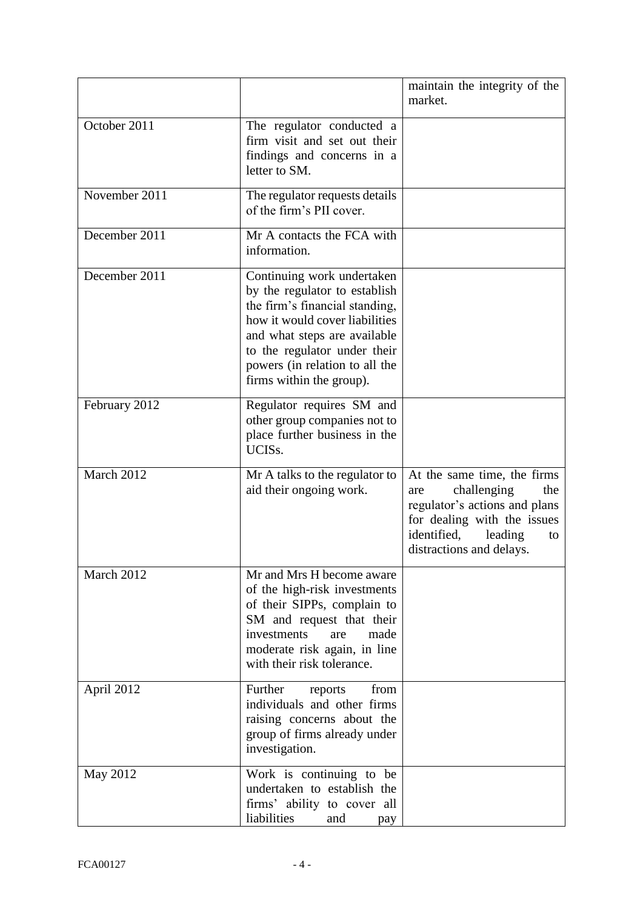| | | |
|---|---|---|
| | | maintain the integrity of the market. |
| October 2011 | The regulator conducted a firm visit and set out their findings and concerns in a letter to SM. | |
| November 2011 | The regulator requests details of the firm's PII cover. | |
| December 2011 | Mr A contacts the FCA with information. | |
| December 2011 | Continuing work undertaken by the regulator to establish the firm's financial standing, how it would cover liabilities and what steps are available to the regulator under their powers (in relation to all the firms within the group). | |
| February 2012 | Regulator requires SM and other group companies not to place further business in the UCISs. | |
| March 2012 | Mr A talks to the regulator to aid their ongoing work. | At the same time, the firms are challenging the regulator's actions and plans for dealing with the issues identified, leading to distractions and delays. |
| March 2012 | Mr and Mrs H become aware of the high-risk investments of their SIPPs, complain to SM and request that their investments are made moderate risk again, in line with their risk tolerance. | |
| April 2012 | Further reports from individuals and other firms raising concerns about the group of firms already under investigation. | |
| May 2012 | Work is continuing to be undertaken to establish the firms' ability to cover all liabilities and pay | |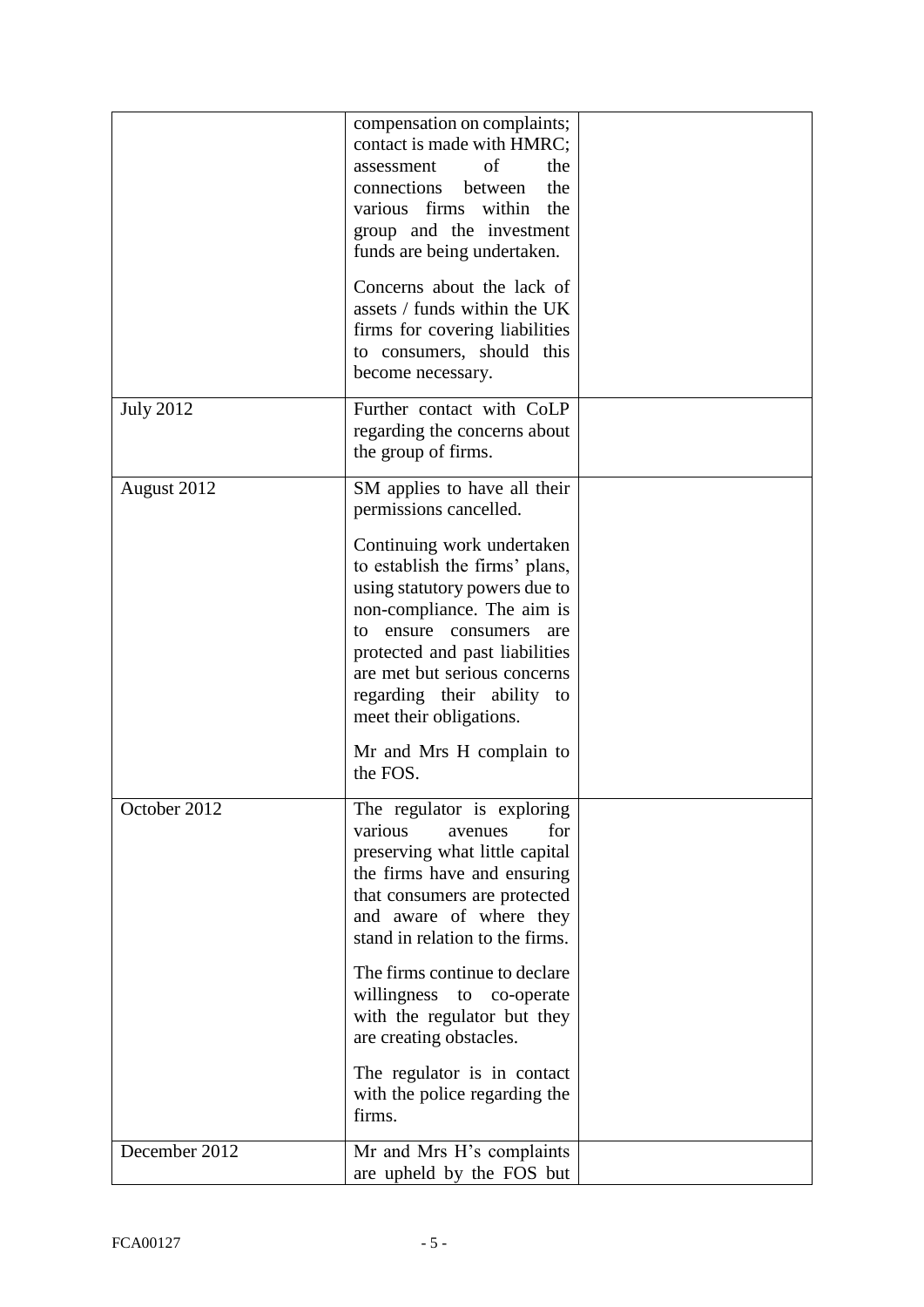| | | |
|---|---|---|
| | compensation on complaints; contact is made with HMRC; assessment of the connections between the various firms within the group and the investment funds are being undertaken.<br><br>Concerns about the lack of assets / funds within the UK firms for covering liabilities to consumers, should this become necessary. | |
| July 2012 | Further contact with CoLP regarding the concerns about the group of firms. | |
| August 2012 | SM applies to have all their permissions cancelled.<br><br>Continuing work undertaken to establish the firms' plans, using statutory powers due to non-compliance. The aim is to ensure consumers are protected and past liabilities are met but serious concerns regarding their ability to meet their obligations.<br><br>Mr and Mrs H complain to the FOS. | |
| October 2012 | The regulator is exploring various avenues for preserving what little capital the firms have and ensuring that consumers are protected and aware of where they stand in relation to the firms.<br><br>The firms continue to declare willingness to co-operate with the regulator but they are creating obstacles.<br><br>The regulator is in contact with the police regarding the firms. | |
| December 2012 | Mr and Mrs H's complaints are upheld by the FOS but | |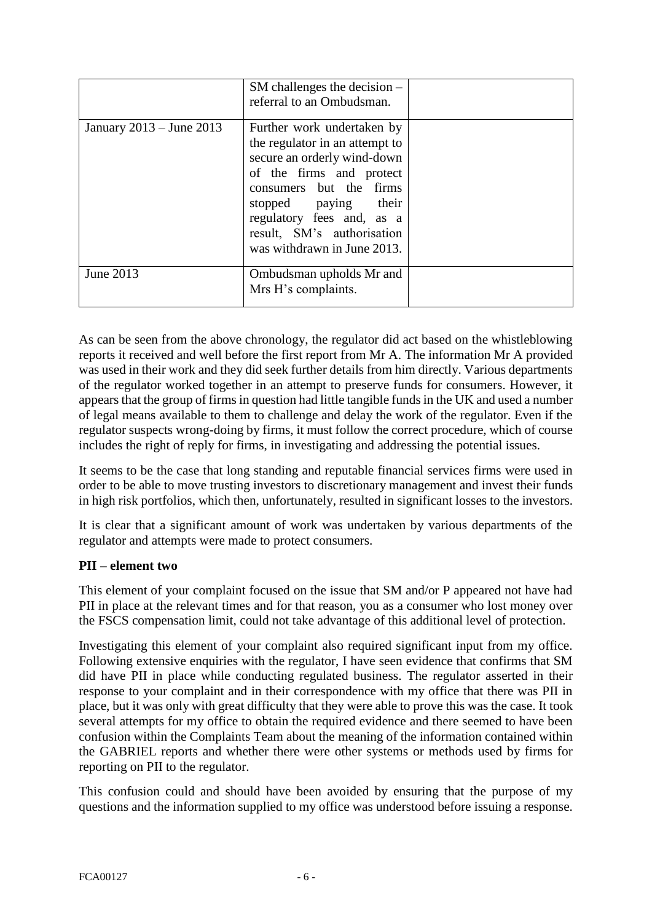| | | |
|---|---|---|
| | SM challenges the decision – referral to an Ombudsman. | |
| January 2013 – June 2013 | Further work undertaken by the regulator in an attempt to secure an orderly wind-down of the firms and protect consumers but the firms stopped paying their regulatory fees and, as a result, SM's authorisation was withdrawn in June 2013. | |
| June 2013 | Ombudsman upholds Mr and Mrs H's complaints. | |

As can be seen from the above chronology, the regulator did act based on the whistleblowing reports it received and well before the first report from Mr A. The information Mr A provided was used in their work and they did seek further details from him directly. Various departments of the regulator worked together in an attempt to preserve funds for consumers. However, it appears that the group of firms in question had little tangible funds in the UK and used a number of legal means available to them to challenge and delay the work of the regulator. Even if the regulator suspects wrong-doing by firms, it must follow the correct procedure, which of course includes the right of reply for firms, in investigating and addressing the potential issues.

It seems to be the case that long standing and reputable financial services firms were used in order to be able to move trusting investors to discretionary management and invest their funds in high risk portfolios, which then, unfortunately, resulted in significant losses to the investors.

It is clear that a significant amount of work was undertaken by various departments of the regulator and attempts were made to protect consumers.

**PII – element two**

This element of your complaint focused on the issue that SM and/or P appeared not have had PII in place at the relevant times and for that reason, you as a consumer who lost money over the FSCS compensation limit, could not take advantage of this additional level of protection.

Investigating this element of your complaint also required significant input from my office. Following extensive enquiries with the regulator, I have seen evidence that confirms that SM did have PII in place while conducting regulated business. The regulator asserted in their response to your complaint and in their correspondence with my office that there was PII in place, but it was only with great difficulty that they were able to prove this was the case. It took several attempts for my office to obtain the required evidence and there seemed to have been confusion within the Complaints Team about the meaning of the information contained within the GABRIEL reports and whether there were other systems or methods used by firms for reporting on PII to the regulator.

This confusion could and should have been avoided by ensuring that the purpose of my questions and the information supplied to my office was understood before issuing a response.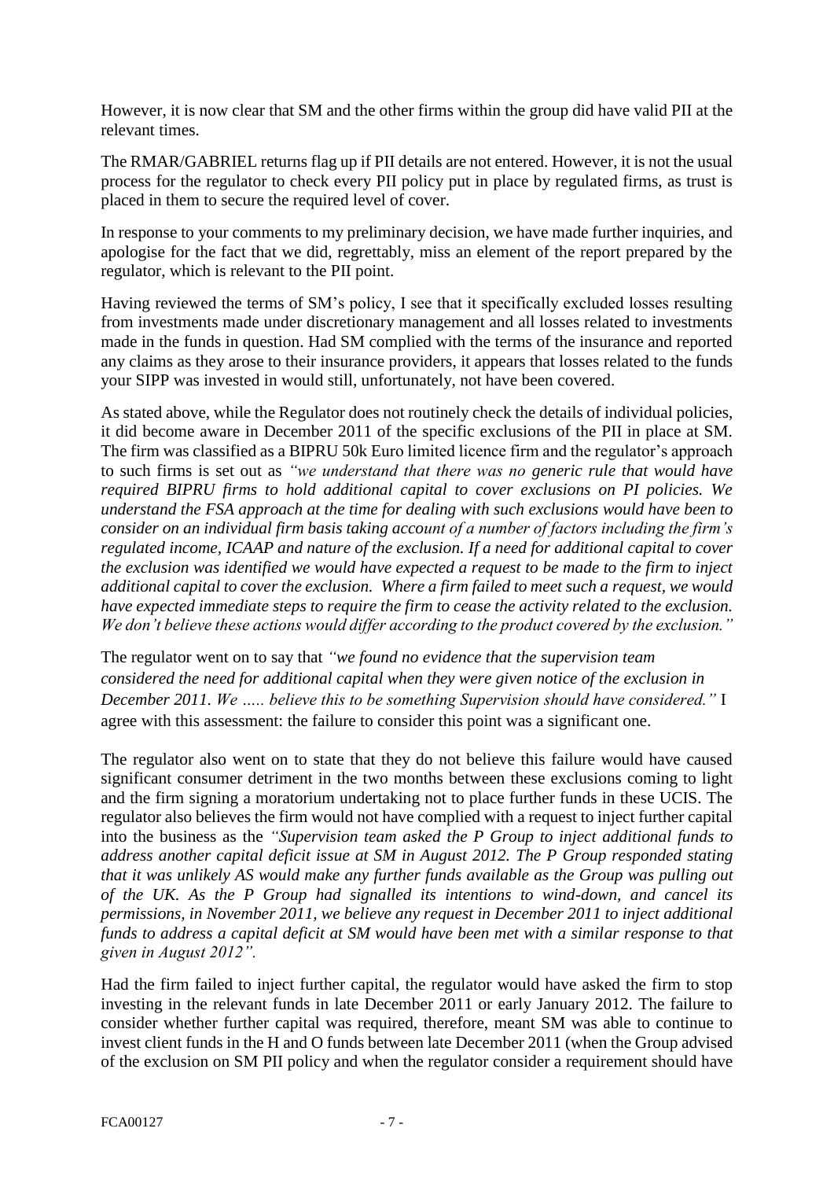However, it is now clear that SM and the other firms within the group did have valid PII at the relevant times.

The RMAR/GABRIEL returns flag up if PII details are not entered. However, it is not the usual process for the regulator to check every PII policy put in place by regulated firms, as trust is placed in them to secure the required level of cover.

In response to your comments to my preliminary decision, we have made further inquiries, and apologise for the fact that we did, regrettably, miss an element of the report prepared by the regulator, which is relevant to the PII point.

Having reviewed the terms of SM's policy, I see that it specifically excluded losses resulting from investments made under discretionary management and all losses related to investments made in the funds in question. Had SM complied with the terms of the insurance and reported any claims as they arose to their insurance providers, it appears that losses related to the funds your SIPP was invested in would still, unfortunately, not have been covered.

As stated above, while the Regulator does not routinely check the details of individual policies, it did become aware in December 2011 of the specific exclusions of the PII in place at SM. The firm was classified as a BIPRU 50k Euro limited licence firm and the regulator's approach to such firms is set out as *"we understand that there was no generic rule that would have required BIPRU firms to hold additional capital to cover exclusions on PI policies. We understand the FSA approach at the time for dealing with such exclusions would have been to consider on an individual firm basis taking account of a number of factors including the firm's regulated income, ICAAP and nature of the exclusion. If a need for additional capital to cover the exclusion was identified we would have expected a request to be made to the firm to inject additional capital to cover the exclusion. Where a firm failed to meet such a request, we would have expected immediate steps to require the firm to cease the activity related to the exclusion. We don't believe these actions would differ according to the product covered by the exclusion."*

The regulator went on to say that *"we found no evidence that the supervision team considered the need for additional capital when they were given notice of the exclusion in December 2011. We ….. believe this to be something Supervision should have considered."* I agree with this assessment: the failure to consider this point was a significant one.

The regulator also went on to state that they do not believe this failure would have caused significant consumer detriment in the two months between these exclusions coming to light and the firm signing a moratorium undertaking not to place further funds in these UCIS. The regulator also believes the firm would not have complied with a request to inject further capital into the business as the *"Supervision team asked the P Group to inject additional funds to address another capital deficit issue at SM in August 2012. The P Group responded stating that it was unlikely AS would make any further funds available as the Group was pulling out of the UK. As the P Group had signalled its intentions to wind-down, and cancel its permissions, in November 2011, we believe any request in December 2011 to inject additional funds to address a capital deficit at SM would have been met with a similar response to that given in August 2012".*

Had the firm failed to inject further capital, the regulator would have asked the firm to stop investing in the relevant funds in late December 2011 or early January 2012. The failure to consider whether further capital was required, therefore, meant SM was able to continue to invest client funds in the H and O funds between late December 2011 (when the Group advised of the exclusion on SM PII policy and when the regulator consider a requirement should have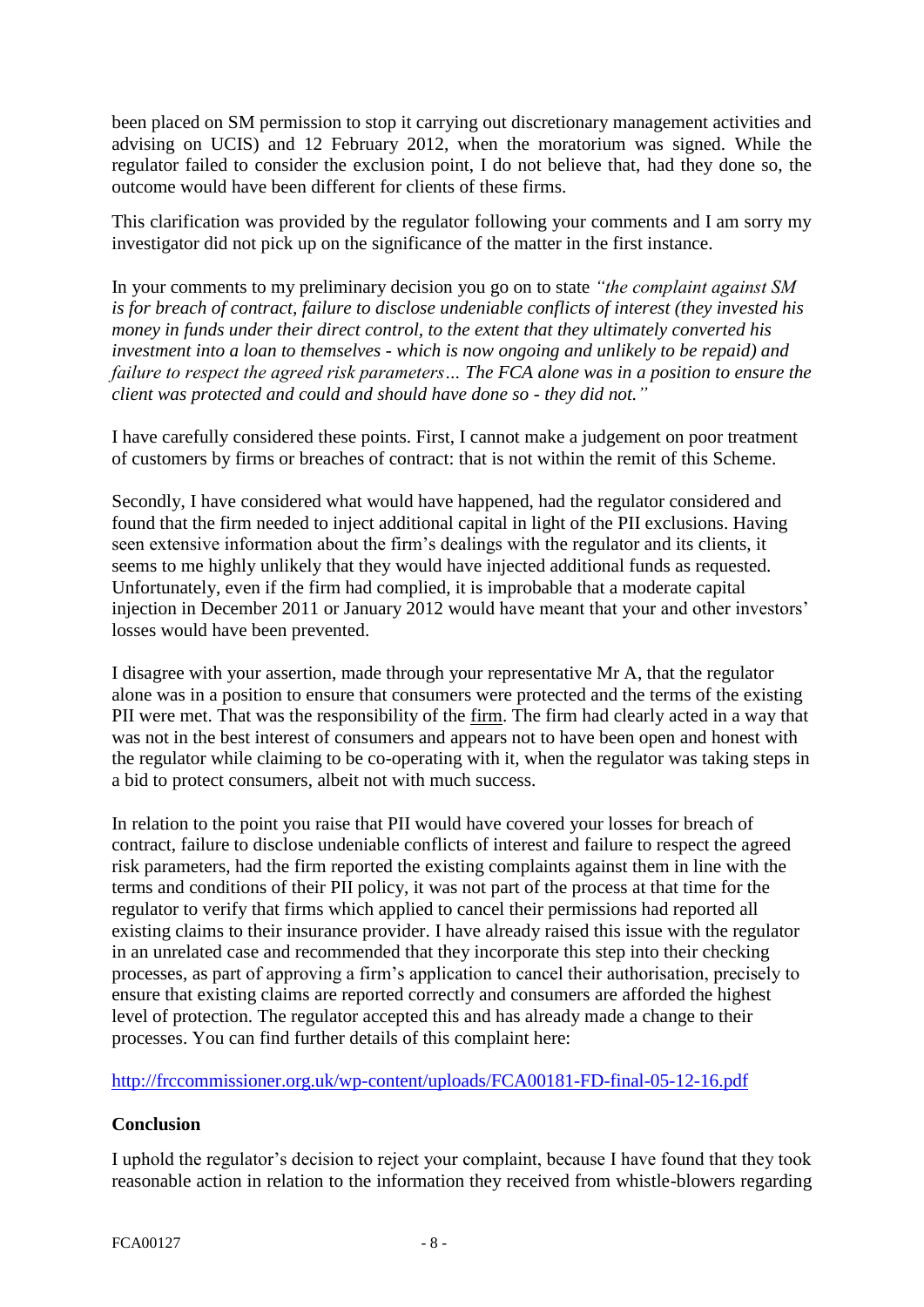been placed on SM permission to stop it carrying out discretionary management activities and advising on UCIS) and 12 February 2012, when the moratorium was signed. While the regulator failed to consider the exclusion point, I do not believe that, had they done so, the outcome would have been different for clients of these firms.

This clarification was provided by the regulator following your comments and I am sorry my investigator did not pick up on the significance of the matter in the first instance.

In your comments to my preliminary decision you go on to state *"the complaint against SM is for breach of contract, failure to disclose undeniable conflicts of interest (they invested his money in funds under their direct control, to the extent that they ultimately converted his investment into a loan to themselves - which is now ongoing and unlikely to be repaid) and failure to respect the agreed risk parameters… The FCA alone was in a position to ensure the client was protected and could and should have done so - they did not."*

I have carefully considered these points. First, I cannot make a judgement on poor treatment of customers by firms or breaches of contract: that is not within the remit of this Scheme.

Secondly, I have considered what would have happened, had the regulator considered and found that the firm needed to inject additional capital in light of the PII exclusions. Having seen extensive information about the firm's dealings with the regulator and its clients, it seems to me highly unlikely that they would have injected additional funds as requested. Unfortunately, even if the firm had complied, it is improbable that a moderate capital injection in December 2011 or January 2012 would have meant that your and other investors' losses would have been prevented.

I disagree with your assertion, made through your representative Mr A, that the regulator alone was in a position to ensure that consumers were protected and the terms of the existing PII were met. That was the responsibility of the firm. The firm had clearly acted in a way that was not in the best interest of consumers and appears not to have been open and honest with the regulator while claiming to be co-operating with it, when the regulator was taking steps in a bid to protect consumers, albeit not with much success.

In relation to the point you raise that PII would have covered your losses for breach of contract, failure to disclose undeniable conflicts of interest and failure to respect the agreed risk parameters, had the firm reported the existing complaints against them in line with the terms and conditions of their PII policy, it was not part of the process at that time for the regulator to verify that firms which applied to cancel their permissions had reported all existing claims to their insurance provider. I have already raised this issue with the regulator in an unrelated case and recommended that they incorporate this step into their checking processes, as part of approving a firm's application to cancel their authorisation, precisely to ensure that existing claims are reported correctly and consumers are afforded the highest level of protection. The regulator accepted this and has already made a change to their processes. You can find further details of this complaint here:

http://frccommissioner.org.uk/wp-content/uploads/FCA00181-FD-final-05-12-16.pdf

**Conclusion**

I uphold the regulator's decision to reject your complaint, because I have found that they took reasonable action in relation to the information they received from whistle-blowers regarding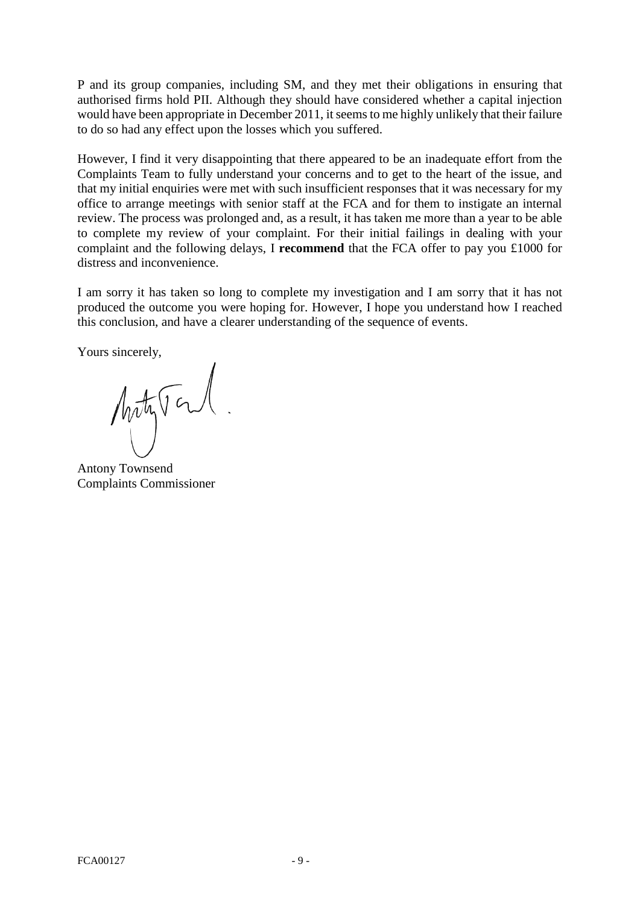P and its group companies, including SM, and they met their obligations in ensuring that authorised firms hold PII. Although they should have considered whether a capital injection would have been appropriate in December 2011, it seems to me highly unlikely that their failure to do so had any effect upon the losses which you suffered.

However, I find it very disappointing that there appeared to be an inadequate effort from the Complaints Team to fully understand your concerns and to get to the heart of the issue, and that my initial enquiries were met with such insufficient responses that it was necessary for my office to arrange meetings with senior staff at the FCA and for them to instigate an internal review. The process was prolonged and, as a result, it has taken me more than a year to be able to complete my review of your complaint. For their initial failings in dealing with your complaint and the following delays, I **recommend** that the FCA offer to pay you £1000 for distress and inconvenience.

I am sorry it has taken so long to complete my investigation and I am sorry that it has not produced the outcome you were hoping for. However, I hope you understand how I reached this conclusion, and have a clearer understanding of the sequence of events.

Yours sincerely,

Antony Townsend
Complaints Commissioner

FCA00127